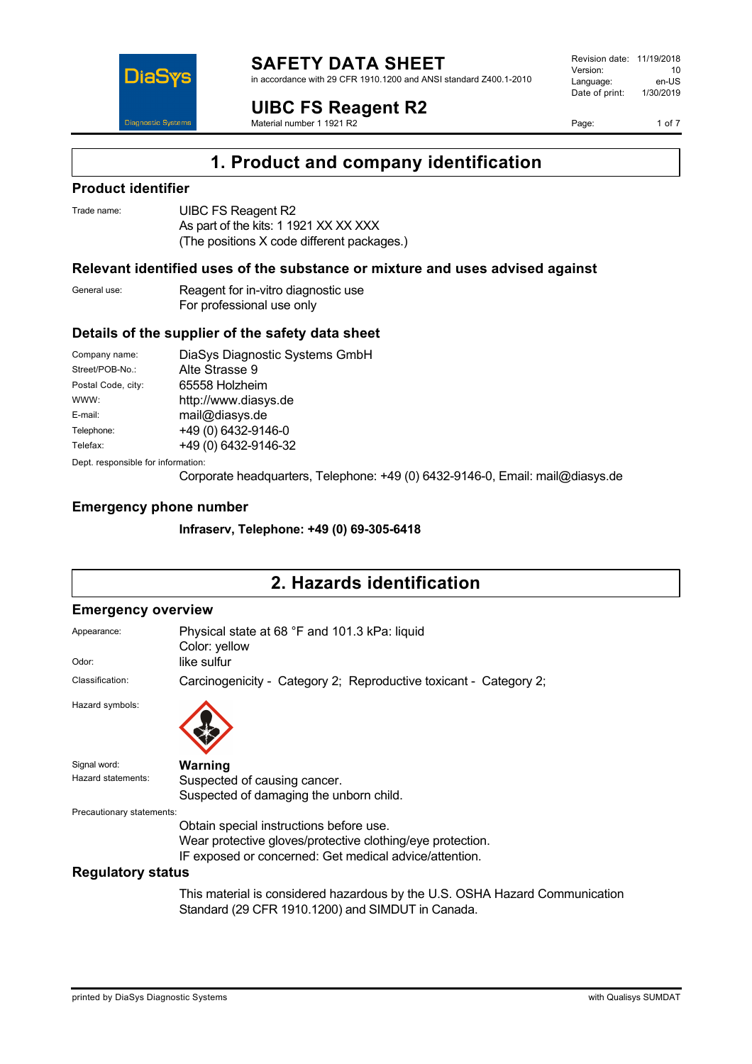# SAFETY DATA SHEET

in accordance with 29 CFR 1910.1200 and ANSI standard Z400.1-2010

| | |
|---|---|
| Revision date: | 11/19/2018 |
| Version: | 10 |
| Language: | en-US |
| Date of print: | 1/30/2019 |

## UIBC FS Reagent R2

Material number 1 1921 R2

## 1. Product and company identification

### Product identifier

Trade name: UIBC FS Reagent R2
As part of the kits: 1 1921 XX XX XXX
(The positions X code different packages.)

### Relevant identified uses of the substance or mixture and uses advised against

General use: Reagent for in-vitro diagnostic use
For professional use only

### Details of the supplier of the safety data sheet

| | |
|---|---|
| Company name: | DiaSys Diagnostic Systems GmbH |
| Street/POB-No.: | Alte Strasse 9 |
| Postal Code, city: | 65558 Holzheim |
| WWW: | http://www.diasys.de |
| E-mail: | mail@diasys.de |
| Telephone: | +49 (0) 6432-9146-0 |
| Telefax: | +49 (0) 6432-9146-32 |

Dept. responsible for information:
Corporate headquarters, Telephone: +49 (0) 6432-9146-0, Email: mail@diasys.de

### Emergency phone number

**Infraserv, Telephone: +49 (0) 69-305-6418**

## 2. Hazards identification

### Emergency overview

Appearance: Physical state at 68 °F and 101.3 kPa: liquid
Color: yellow

Odor: like sulfur

Classification: Carcinogenicity - Category 2; Reproductive toxicant - Category 2;

Hazard symbols:

Signal word: **Warning**

Hazard statements: Suspected of causing cancer.
Suspected of damaging the unborn child.

Precautionary statements:
Obtain special instructions before use.
Wear protective gloves/protective clothing/eye protection.
IF exposed or concerned: Get medical advice/attention.

### Regulatory status

This material is considered hazardous by the U.S. OSHA Hazard Communication Standard (29 CFR 1910.1200) and SIMDUT in Canada.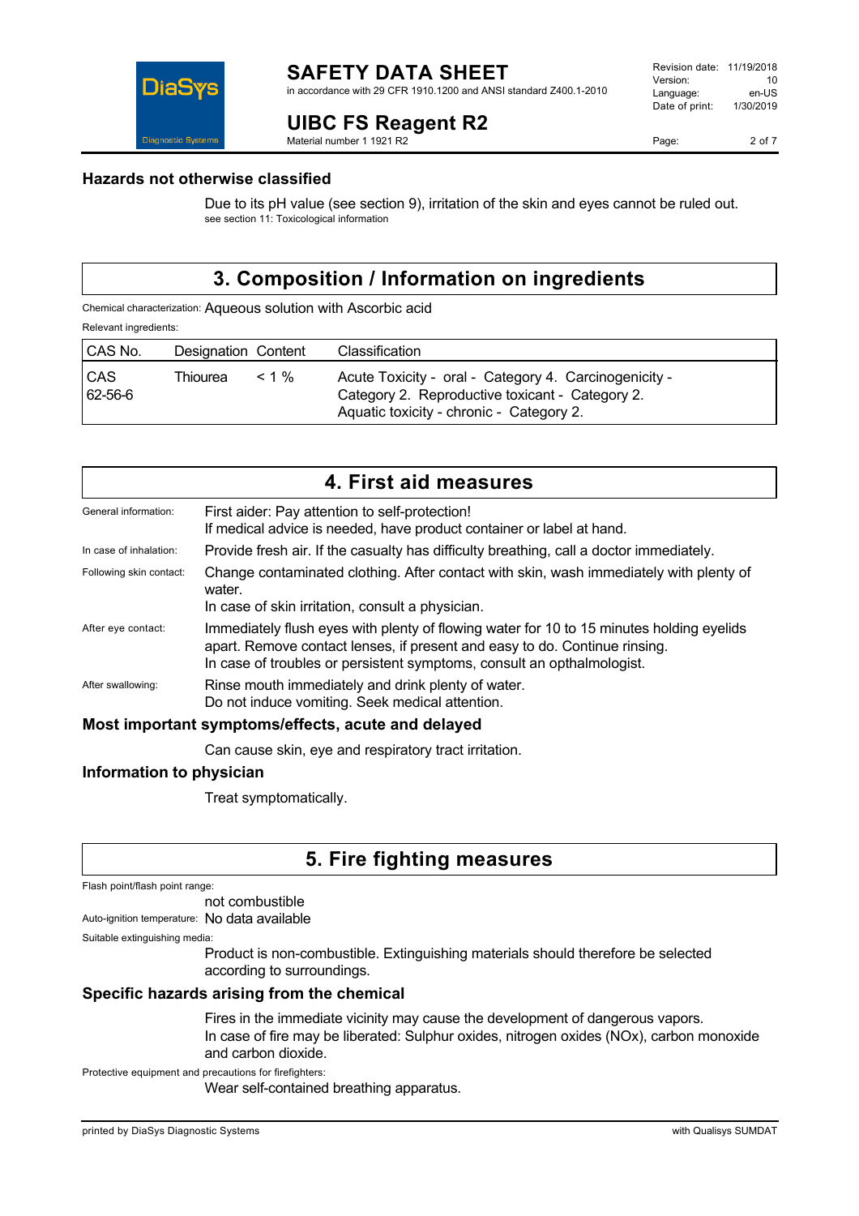### Hazards not otherwise classified

Due to its pH value (see section 9), irritation of the skin and eyes cannot be ruled out.
see section 11: Toxicological information

## 3. Composition / Information on ingredients

Chemical characterization: Aqueous solution with Ascorbic acid

Relevant ingredients:

| CAS No. | Designation | Content | Classification |
|---|---|---|---|
| CAS 62-56-6 | Thiourea | < 1 % | Acute Toxicity - oral - Category 4. Carcinogenicity - Category 2. Reproductive toxicant - Category 2. Aquatic toxicity - chronic - Category 2. |

## 4. First aid measures

General information: First aider: Pay attention to self-protection!
If medical advice is needed, have product container or label at hand.

In case of inhalation: Provide fresh air. If the casualty has difficulty breathing, call a doctor immediately.

Following skin contact: Change contaminated clothing. After contact with skin, wash immediately with plenty of water.
In case of skin irritation, consult a physician.

After eye contact: Immediately flush eyes with plenty of flowing water for 10 to 15 minutes holding eyelids apart. Remove contact lenses, if present and easy to do. Continue rinsing.
In case of troubles or persistent symptoms, consult an opthalmologist.

After swallowing: Rinse mouth immediately and drink plenty of water.
Do not induce vomiting. Seek medical attention.

### Most important symptoms/effects, acute and delayed

Can cause skin, eye and respiratory tract irritation.

### Information to physician

Treat symptomatically.

## 5. Fire fighting measures

Flash point/flash point range:
not combustible

Auto-ignition temperature: No data available

Suitable extinguishing media:
Product is non-combustible. Extinguishing materials should therefore be selected according to surroundings.

### Specific hazards arising from the chemical

Fires in the immediate vicinity may cause the development of dangerous vapors.
In case of fire may be liberated: Sulphur oxides, nitrogen oxides (NOx), carbon monoxide and carbon dioxide.

Protective equipment and precautions for firefighters:
Wear self-contained breathing apparatus.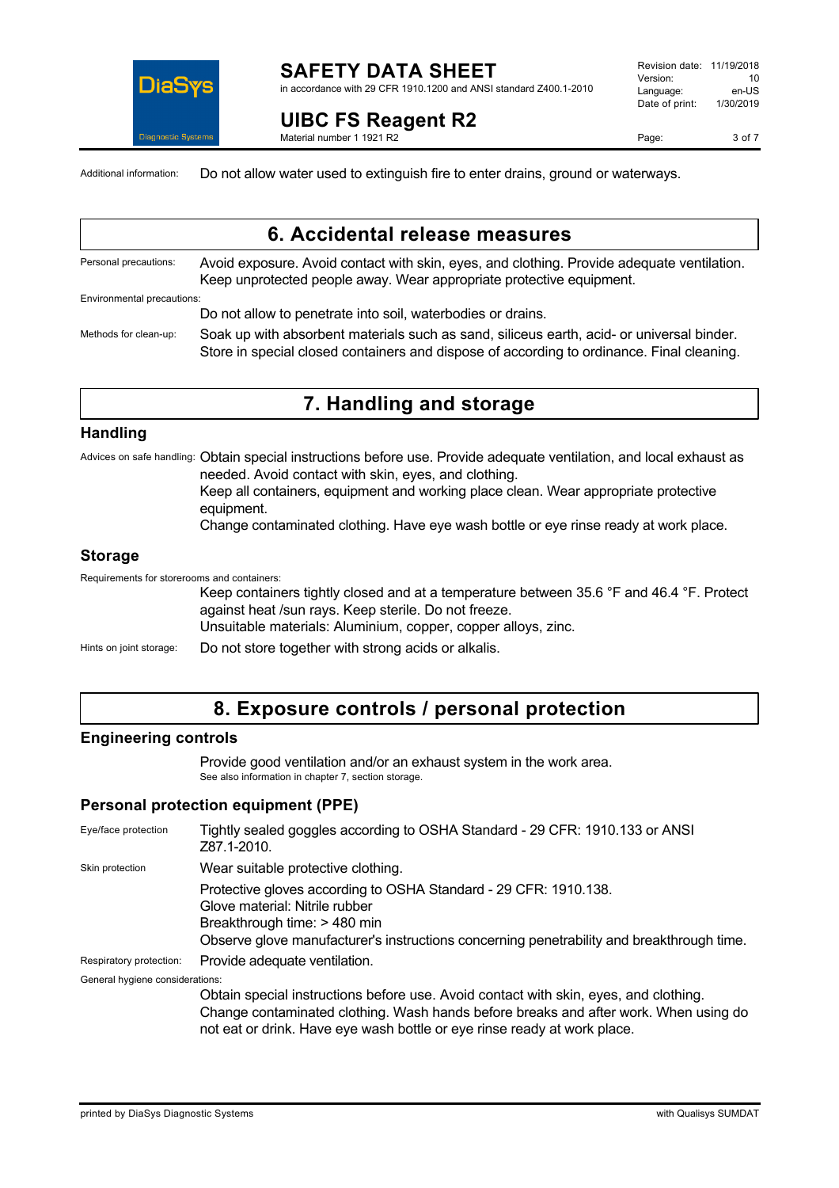Additional information: Do not allow water used to extinguish fire to enter drains, ground or waterways.

## 6. Accidental release measures

**Personal precautions:** Avoid exposure. Avoid contact with skin, eyes, and clothing. Provide adequate ventilation. Keep unprotected people away. Wear appropriate protective equipment.

**Environmental precautions:**

Do not allow to penetrate into soil, waterbodies or drains.

**Methods for clean-up:** Soak up with absorbent materials such as sand, siliceous earth, acid- or universal binder. Store in special closed containers and dispose of according to ordinance. Final cleaning.

## 7. Handling and storage

### Handling

**Advices on safe handling:** Obtain special instructions before use. Provide adequate ventilation, and local exhaust as needed. Avoid contact with skin, eyes, and clothing.
Keep all containers, equipment and working place clean. Wear appropriate protective equipment.
Change contaminated clothing. Have eye wash bottle or eye rinse ready at work place.

### Storage

**Requirements for storerooms and containers:**

Keep containers tightly closed and at a temperature between 35.6 °F and 46.4 °F. Protect against heat /sun rays. Keep sterile. Do not freeze.
Unsuitable materials: Aluminium, copper, copper alloys, zinc.

**Hints on joint storage:** Do not store together with strong acids or alkalis.

## 8. Exposure controls / personal protection

### Engineering controls

Provide good ventilation and/or an exhaust system in the work area.
See also information in chapter 7, section storage.

### Personal protection equipment (PPE)

**Eye/face protection:** Tightly sealed goggles according to OSHA Standard - 29 CFR: 1910.133 or ANSI Z87.1-2010.

**Skin protection:** Wear suitable protective clothing.

Protective gloves according to OSHA Standard - 29 CFR: 1910.138.
Glove material: Nitrile rubber
Breakthrough time: > 480 min
Observe glove manufacturer's instructions concerning penetrability and breakthrough time.

**Respiratory protection:** Provide adequate ventilation.

**General hygiene considerations:**

Obtain special instructions before use. Avoid contact with skin, eyes, and clothing. Change contaminated clothing. Wash hands before breaks and after work. When using do not eat or drink. Have eye wash bottle or eye rinse ready at work place.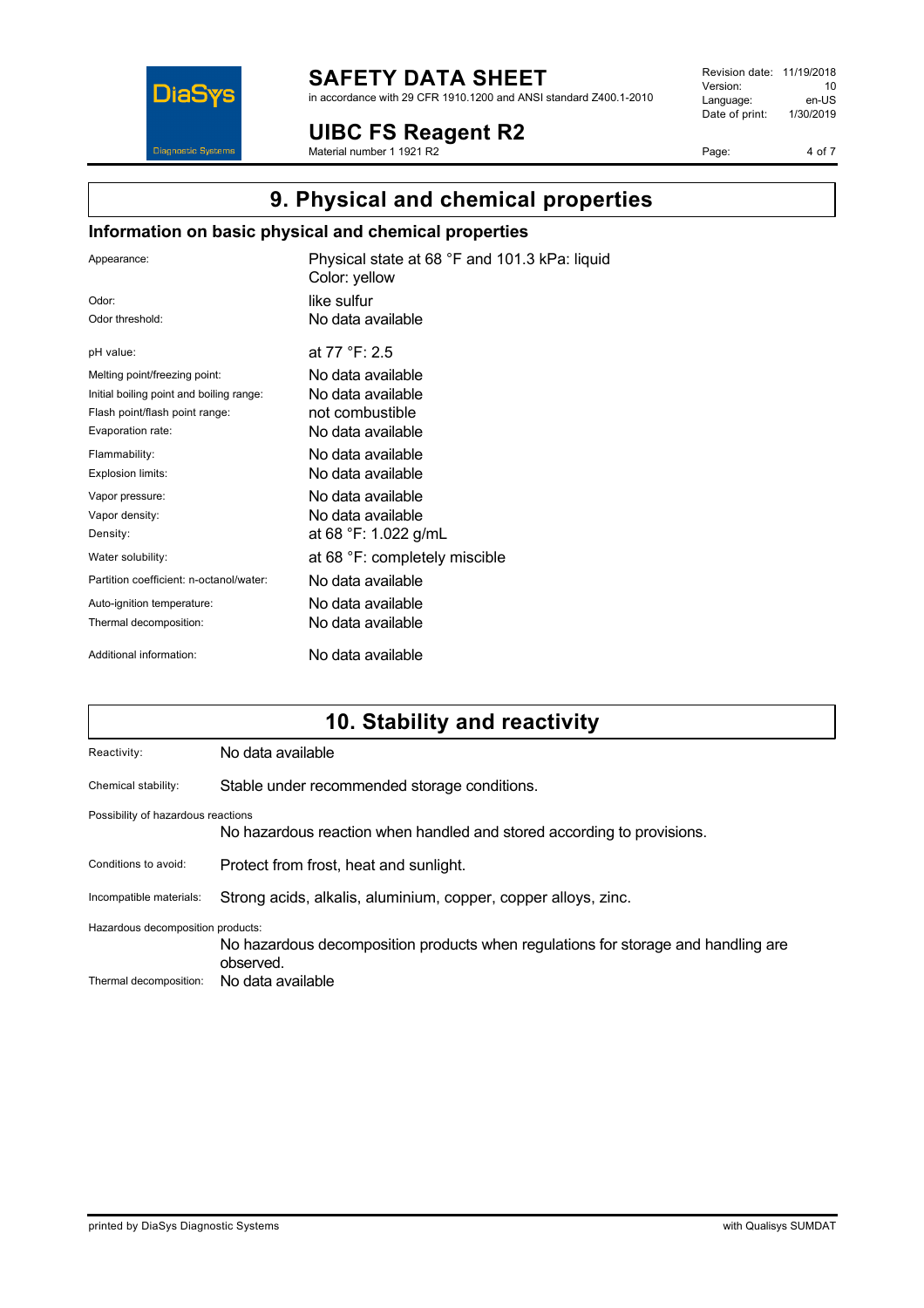# 9. Physical and chemical properties

## Information on basic physical and chemical properties

| | |
|---|---|
| Appearance: | Physical state at 68 °F and 101.3 kPa: liquid<br>Color: yellow |
| Odor: | like sulfur |
| Odor threshold: | No data available |
| pH value: | at 77 °F: 2.5 |
| Melting point/freezing point: | No data available |
| Initial boiling point and boiling range: | No data available |
| Flash point/flash point range: | not combustible |
| Evaporation rate: | No data available |
| Flammability: | No data available |
| Explosion limits: | No data available |
| Vapor pressure: | No data available |
| Vapor density: | No data available |
| Density: | at 68 °F: 1.022 g/mL |
| Water solubility: | at 68 °F: completely miscible |
| Partition coefficient: n-octanol/water: | No data available |
| Auto-ignition temperature: | No data available |
| Thermal decomposition: | No data available |
| Additional information: | No data available |

# 10. Stability and reactivity

Reactivity: No data available

Chemical stability: Stable under recommended storage conditions.

Possibility of hazardous reactions

No hazardous reaction when handled and stored according to provisions.

Conditions to avoid: Protect from frost, heat and sunlight.

Incompatible materials: Strong acids, alkalis, aluminium, copper, copper alloys, zinc.

Hazardous decomposition products:

No hazardous decomposition products when regulations for storage and handling are observed.

Thermal decomposition: No data available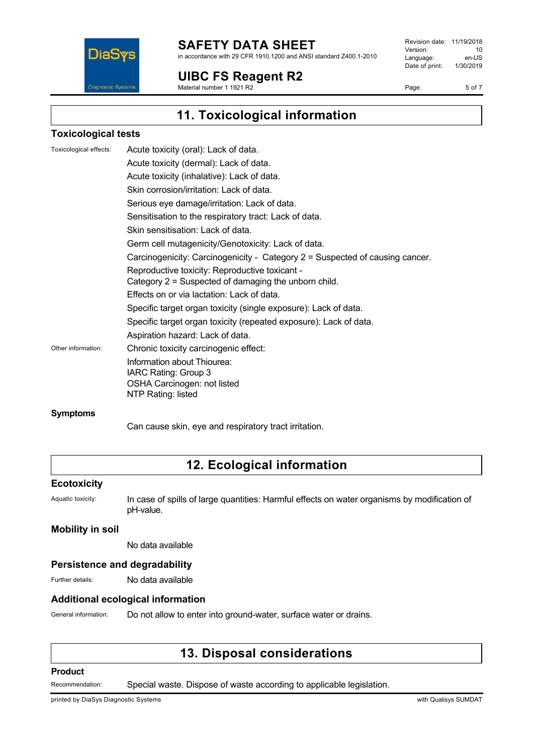## 11. Toxicological information

### Toxicological tests

Toxicological effects:

Acute toxicity (oral): Lack of data.

Acute toxicity (dermal): Lack of data.

Acute toxicity (inhalative): Lack of data.

Skin corrosion/irritation: Lack of data.

Serious eye damage/irritation: Lack of data.

Sensitisation to the respiratory tract: Lack of data.

Skin sensitisation: Lack of data.

Germ cell mutagenicity/Genotoxicity: Lack of data.

Carcinogenicity: Carcinogenicity - Category 2 = Suspected of causing cancer.

Reproductive toxicity: Reproductive toxicant -
Category 2 = Suspected of damaging the unborn child.

Effects on or via lactation: Lack of data.

Specific target organ toxicity (single exposure): Lack of data.

Specific target organ toxicity (repeated exposure): Lack of data.

Aspiration hazard: Lack of data.

Other information:

Chronic toxicity carcinogenic effect:

Information about Thiourea:
IARC Rating: Group 3
OSHA Carcinogen: not listed
NTP Rating: listed

### Symptoms

Can cause skin, eye and respiratory tract irritation.

## 12. Ecological information

### Ecotoxicity

Aquatic toxicity: In case of spills of large quantities: Harmful effects on water organisms by modification of pH-value.

### Mobility in soil

No data available

### Persistence and degradability

Further details: No data available

### Additional ecological information

General information: Do not allow to enter into ground-water, surface water or drains.

## 13. Disposal considerations

### Product

Recommendation: Special waste. Dispose of waste according to applicable legislation.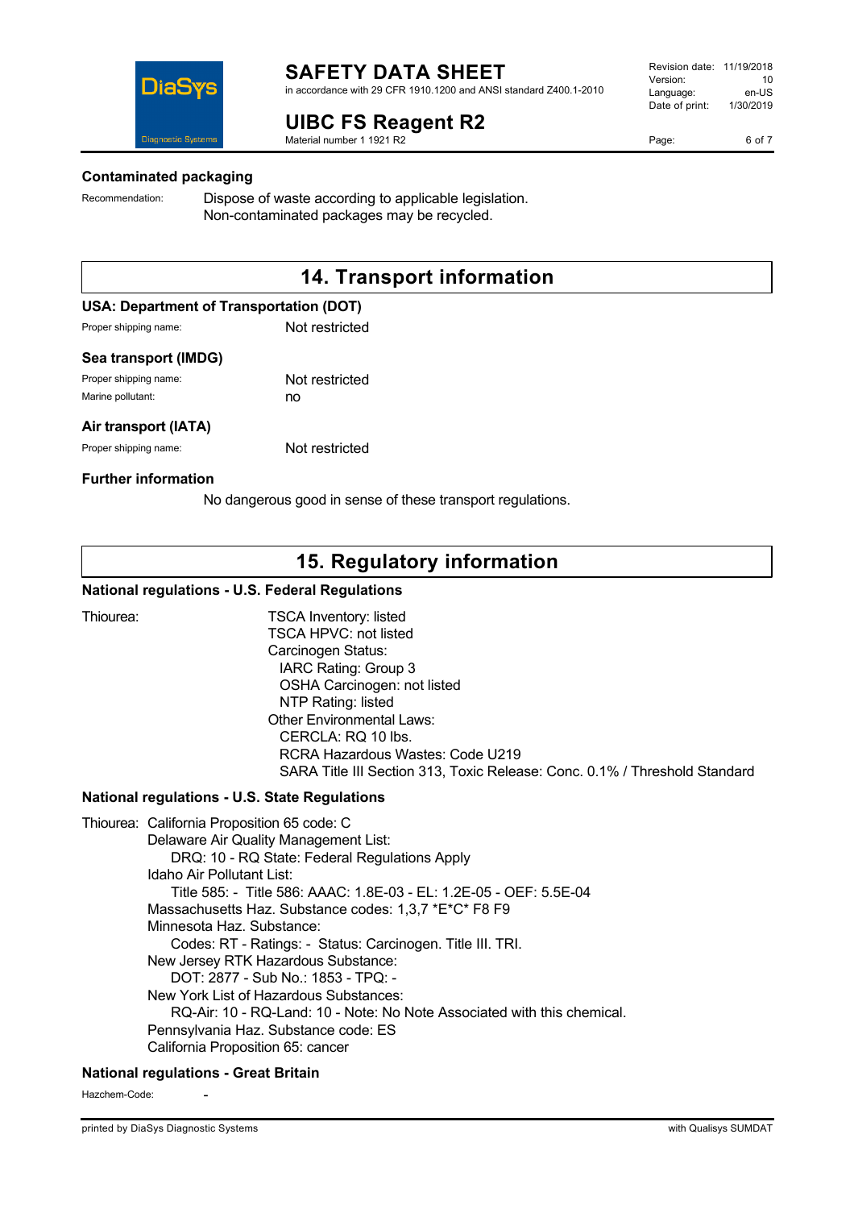### Contaminated packaging

Recommendation: Dispose of waste according to applicable legislation.
Non-contaminated packages may be recycled.

## 14. Transport information

### USA: Department of Transportation (DOT)

Proper shipping name: Not restricted

### Sea transport (IMDG)

Proper shipping name: Not restricted
Marine pollutant: no

### Air transport (IATA)

Proper shipping name: Not restricted

### Further information

No dangerous good in sense of these transport regulations.

## 15. Regulatory information

### National regulations - U.S. Federal Regulations

Thiourea:
TSCA Inventory: listed
TSCA HPVC: not listed
Carcinogen Status:
- IARC Rating: Group 3
- OSHA Carcinogen: not listed
- NTP Rating: listed

Other Environmental Laws:
- CERCLA: RQ 10 lbs.
- RCRA Hazardous Wastes: Code U219
- SARA Title III Section 313, Toxic Release: Conc. 0.1% / Threshold Standard

### National regulations - U.S. State Regulations

Thiourea: California Proposition 65 code: C
Delaware Air Quality Management List:
- DRQ: 10 - RQ State: Federal Regulations Apply

Idaho Air Pollutant List:
- Title 585: - Title 586: AAAC: 1.8E-03 - EL: 1.2E-05 - OEF: 5.5E-04

Massachusetts Haz. Substance codes: 1,3,7 *E*C* F8 F9
Minnesota Haz. Substance:
- Codes: RT - Ratings: - Status: Carcinogen. Title III. TRI.

New Jersey RTK Hazardous Substance:
- DOT: 2877 - Sub No.: 1853 - TPQ: -

New York List of Hazardous Substances:
- RQ-Air: 10 - RQ-Land: 10 - Note: No Note Associated with this chemical.

Pennsylvania Haz. Substance code: ES
California Proposition 65: cancer

### National regulations - Great Britain

Hazchem-Code: -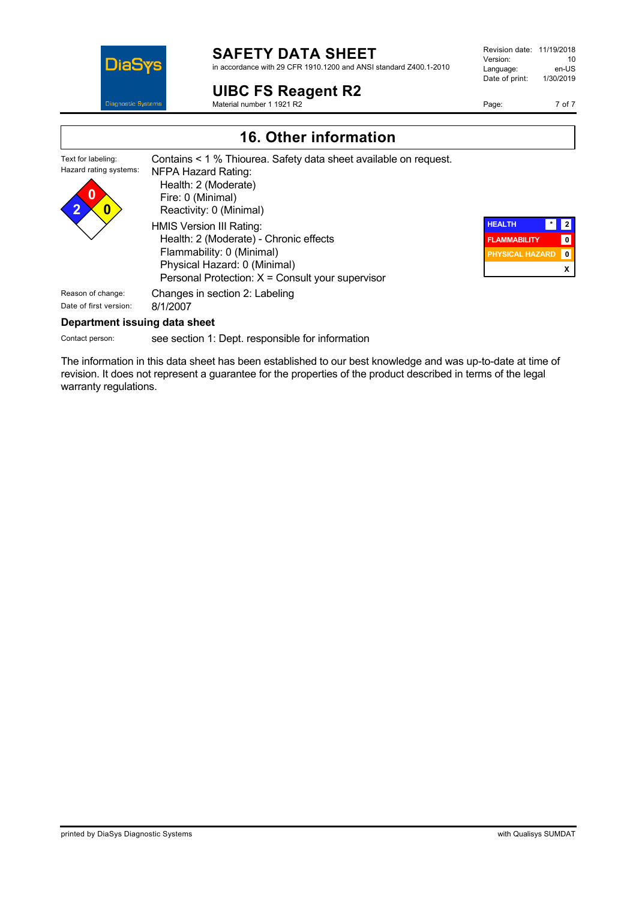## 16. Other information

Text for labeling: Contains < 1 % Thiourea. Safety data sheet available on request.

Hazard rating systems: NFPA Hazard Rating:

- Health: 2 (Moderate)
- Fire: 0 (Minimal)
- Reactivity: 0 (Minimal)

HMIS Version III Rating:

- Health: 2 (Moderate) - Chronic effects
- Flammability: 0 (Minimal)
- Physical Hazard: 0 (Minimal)
- Personal Protection: X = Consult your supervisor

| | | |
|---|---|---|
| HEALTH | * | 2 |
| FLAMMABILITY | | 0 |
| PHYSICAL HAZARD | | 0 |
| | | X |

Reason of change: Changes in section 2: Labeling

Date of first version: 8/1/2007

### Department issuing data sheet

Contact person: see section 1: Dept. responsible for information

The information in this data sheet has been established to our best knowledge and was up-to-date at time of revision. It does not represent a guarantee for the properties of the product described in terms of the legal warranty regulations.